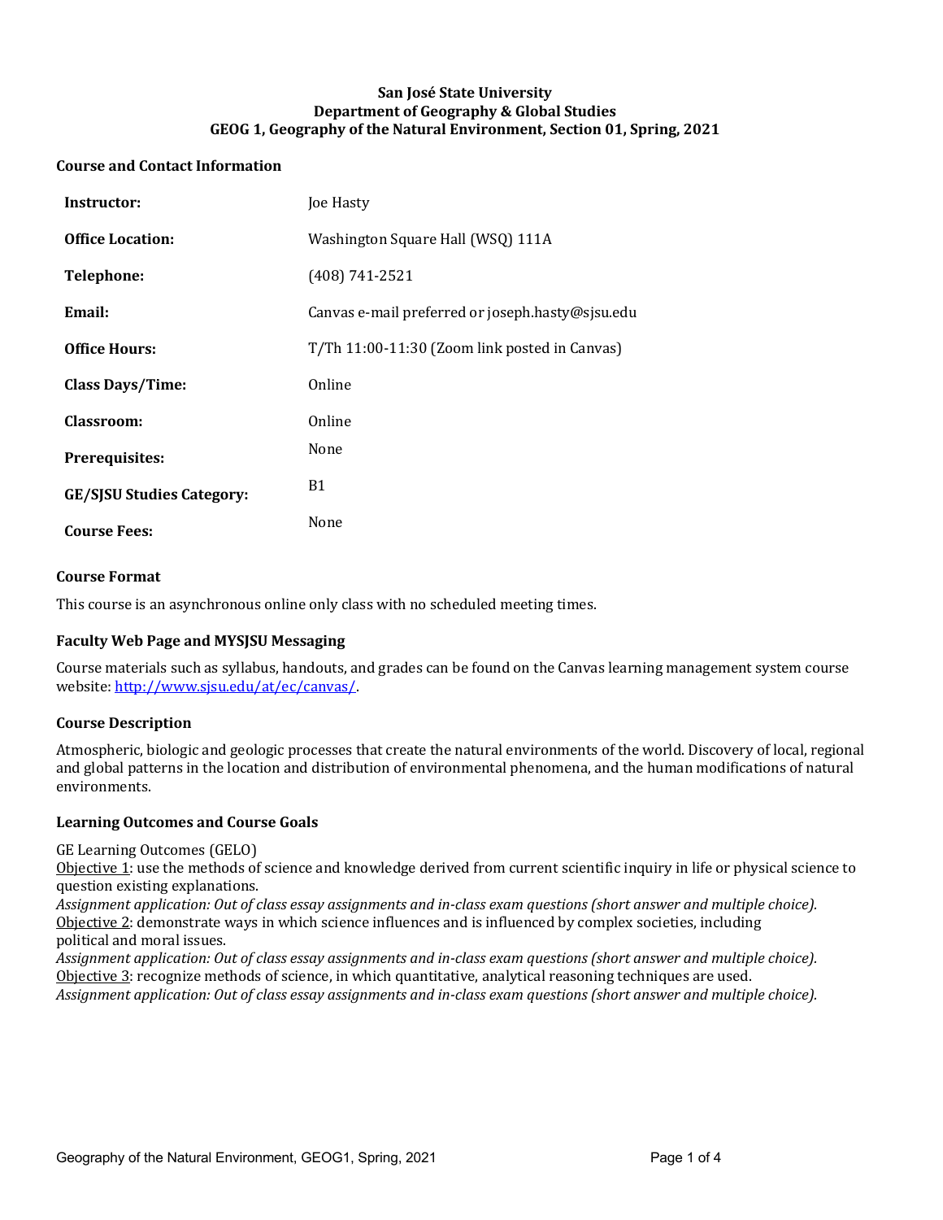**San José State University**
**Department of Geography & Global Studies**
**GEOG 1, Geography of the Natural Environment, Section 01, Spring, 2021**

## Course and Contact Information

| | |
|---|---|
| **Instructor:** | Joe Hasty |
| **Office Location:** | Washington Square Hall (WSQ) 111A |
| **Telephone:** | (408) 741-2521 |
| **Email:** | Canvas e-mail preferred or joseph.hasty@sjsu.edu |
| **Office Hours:** | T/Th 11:00-11:30 (Zoom link posted in Canvas) |
| **Class Days/Time:** | Online |
| **Classroom:** | Online |
| **Prerequisites:** | None |
| **GE/SJSU Studies Category:** | B1 |
| **Course Fees:** | None |

## Course Format

This course is an asynchronous online only class with no scheduled meeting times.

## Faculty Web Page and MYSJSU Messaging

Course materials such as syllabus, handouts, and grades can be found on the Canvas learning management system course website: [http://www.sjsu.edu/at/ec/canvas/](http://www.sjsu.edu/at/ec/canvas/).

## Course Description

Atmospheric, biologic and geologic processes that create the natural environments of the world. Discovery of local, regional and global patterns in the location and distribution of environmental phenomena, and the human modifications of natural environments.

## Learning Outcomes and Course Goals

GE Learning Outcomes (GELO)

Objective 1: use the methods of science and knowledge derived from current scientific inquiry in life or physical science to question existing explanations.
*Assignment application: Out of class essay assignments and in-class exam questions (short answer and multiple choice).*

Objective 2: demonstrate ways in which science influences and is influenced by complex societies, including political and moral issues.
*Assignment application: Out of class essay assignments and in-class exam questions (short answer and multiple choice).*

Objective 3: recognize methods of science, in which quantitative, analytical reasoning techniques are used.
*Assignment application: Out of class essay assignments and in-class exam questions (short answer and multiple choice).*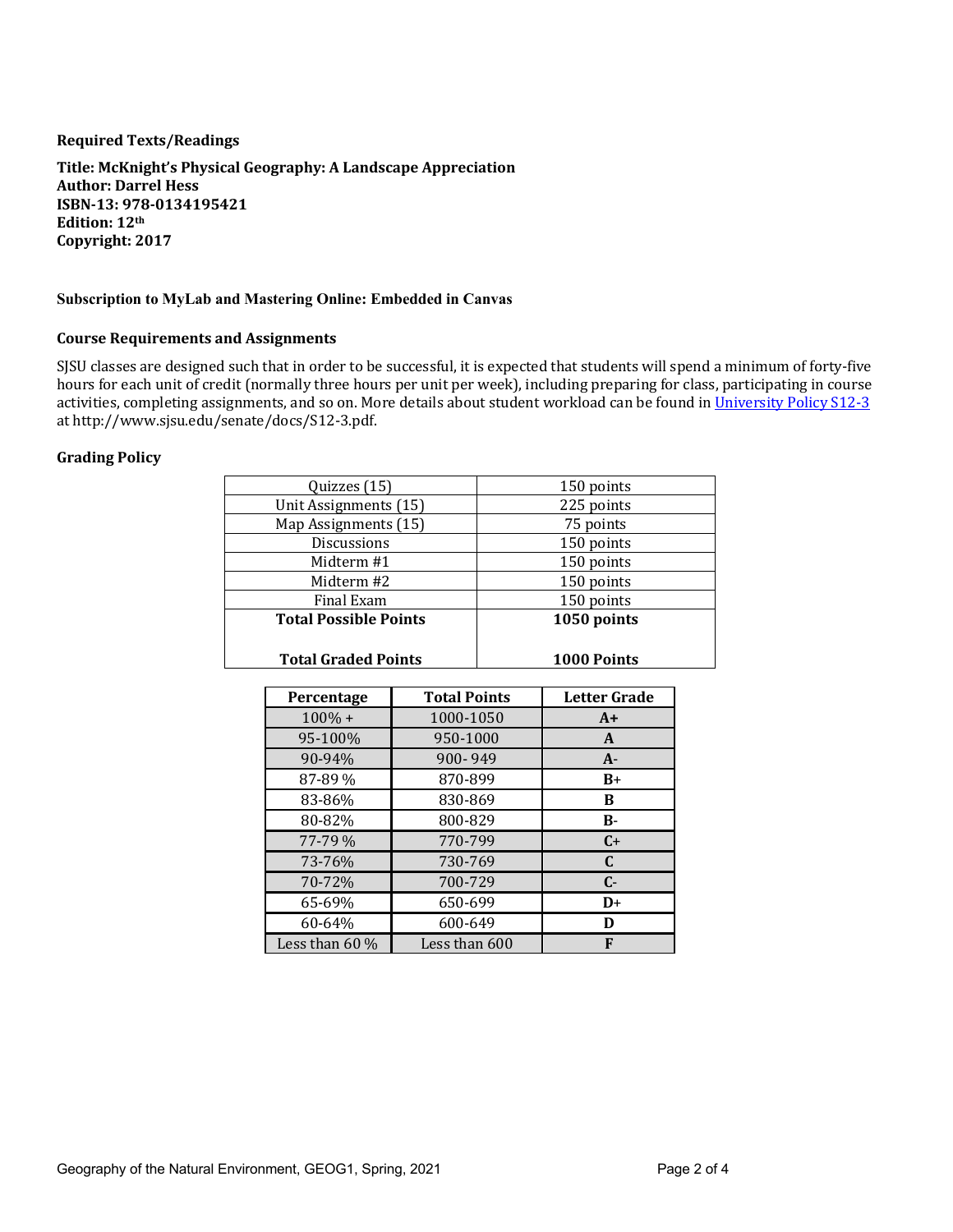### Required Texts/Readings

**Title: McKnight's Physical Geography: A Landscape Appreciation**
**Author: Darrel Hess**
**ISBN-13: 978-0134195421**
**Edition: 12th**
**Copyright: 2017**

**Subscription to MyLab and Mastering Online: Embedded in Canvas**

### Course Requirements and Assignments

SJSU classes are designed such that in order to be successful, it is expected that students will spend a minimum of forty-five hours for each unit of credit (normally three hours per unit per week), including preparing for class, participating in course activities, completing assignments, and so on. More details about student workload can be found in [University Policy S12-3](http://www.sjsu.edu/senate/docs/S12-3.pdf) at http://www.sjsu.edu/senate/docs/S12-3.pdf.

### Grading Policy

| Item | Points |
|---|---|
| Quizzes (15) | 150 points |
| Unit Assignments (15) | 225 points |
| Map Assignments (15) | 75 points |
| Discussions | 150 points |
| Midterm #1 | 150 points |
| Midterm #2 | 150 points |
| Final Exam | 150 points |
| **Total Possible Points** | **1050 points** |
| **Total Graded Points** | **1000 Points** |

| Percentage | Total Points | Letter Grade |
|---|---|---|
| 100% + | 1000-1050 | **A+** |
| 95-100% | 950-1000 | **A** |
| 90-94% | 900- 949 | **A-** |
| 87-89 % | 870-899 | **B+** |
| 83-86% | 830-869 | **B** |
| 80-82% | 800-829 | **B-** |
| 77-79 % | 770-799 | **C+** |
| 73-76% | 730-769 | **C** |
| 70-72% | 700-729 | **C-** |
| 65-69% | 650-699 | **D+** |
| 60-64% | 600-649 | **D** |
| Less than 60 % | Less than 600 | **F** |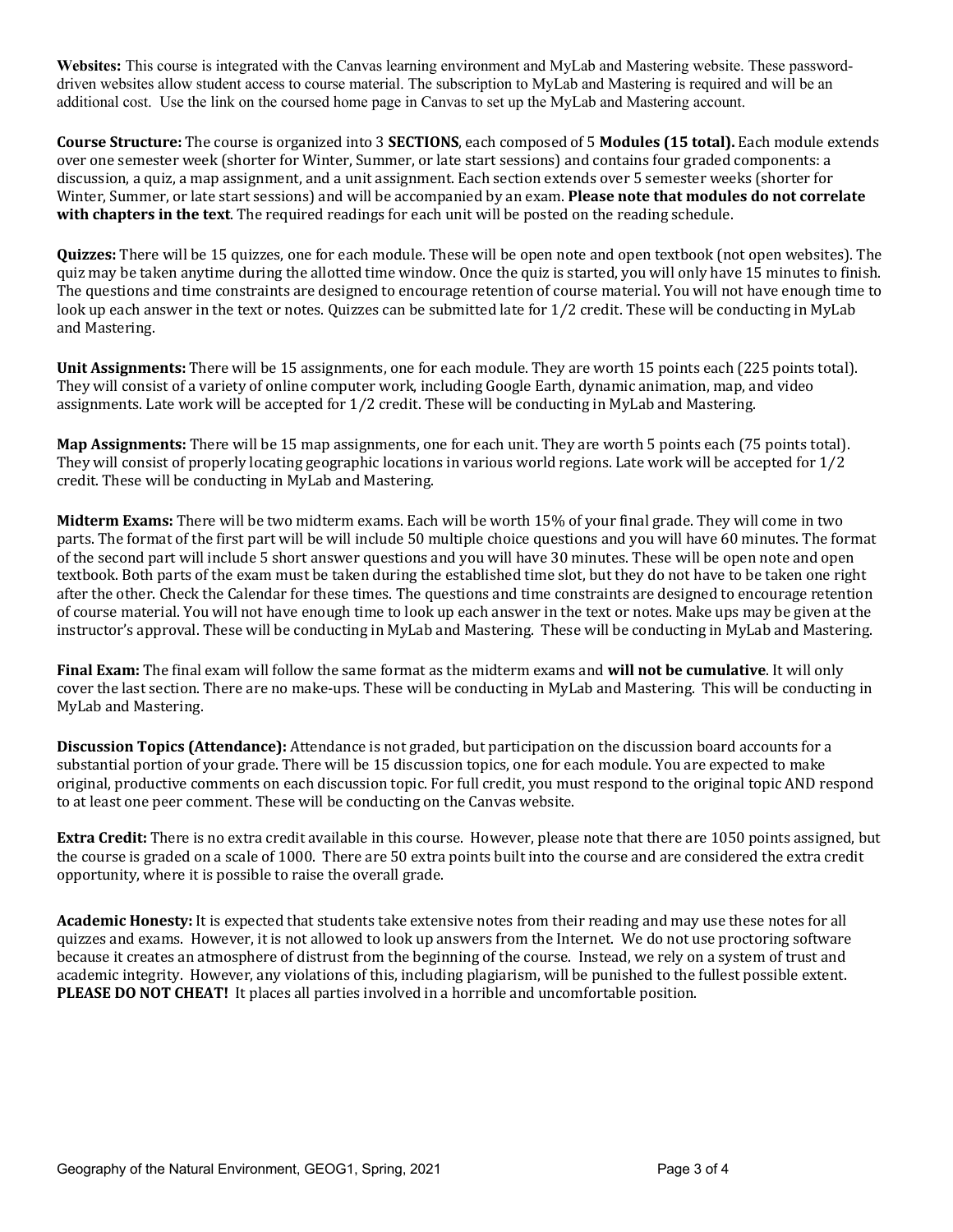**Websites:** This course is integrated with the Canvas learning environment and MyLab and Mastering website. These password-driven websites allow student access to course material. The subscription to MyLab and Mastering is required and will be an additional cost. Use the link on the coursed home page in Canvas to set up the MyLab and Mastering account.

**Course Structure:** The course is organized into 3 **SECTIONS**, each composed of 5 **Modules (15 total).** Each module extends over one semester week (shorter for Winter, Summer, or late start sessions) and contains four graded components: a discussion, a quiz, a map assignment, and a unit assignment. Each section extends over 5 semester weeks (shorter for Winter, Summer, or late start sessions) and will be accompanied by an exam. **Please note that modules do not correlate with chapters in the text**. The required readings for each unit will be posted on the reading schedule.

**Quizzes:** There will be 15 quizzes, one for each module. These will be open note and open textbook (not open websites). The quiz may be taken anytime during the allotted time window. Once the quiz is started, you will only have 15 minutes to finish. The questions and time constraints are designed to encourage retention of course material. You will not have enough time to look up each answer in the text or notes. Quizzes can be submitted late for 1/2 credit. These will be conducting in MyLab and Mastering.

**Unit Assignments:** There will be 15 assignments, one for each module. They are worth 15 points each (225 points total). They will consist of a variety of online computer work, including Google Earth, dynamic animation, map, and video assignments. Late work will be accepted for 1/2 credit. These will be conducting in MyLab and Mastering.

**Map Assignments:** There will be 15 map assignments, one for each unit. They are worth 5 points each (75 points total). They will consist of properly locating geographic locations in various world regions. Late work will be accepted for 1/2 credit. These will be conducting in MyLab and Mastering.

**Midterm Exams:** There will be two midterm exams. Each will be worth 15% of your final grade. They will come in two parts. The format of the first part will be will include 50 multiple choice questions and you will have 60 minutes. The format of the second part will include 5 short answer questions and you will have 30 minutes. These will be open note and open textbook. Both parts of the exam must be taken during the established time slot, but they do not have to be taken one right after the other. Check the Calendar for these times. The questions and time constraints are designed to encourage retention of course material. You will not have enough time to look up each answer in the text or notes. Make ups may be given at the instructor's approval. These will be conducting in MyLab and Mastering. These will be conducting in MyLab and Mastering.

**Final Exam:** The final exam will follow the same format as the midterm exams and **will not be cumulative**. It will only cover the last section. There are no make-ups. These will be conducting in MyLab and Mastering. This will be conducting in MyLab and Mastering.

**Discussion Topics (Attendance):** Attendance is not graded, but participation on the discussion board accounts for a substantial portion of your grade. There will be 15 discussion topics, one for each module. You are expected to make original, productive comments on each discussion topic. For full credit, you must respond to the original topic AND respond to at least one peer comment. These will be conducting on the Canvas website.

**Extra Credit:** There is no extra credit available in this course. However, please note that there are 1050 points assigned, but the course is graded on a scale of 1000. There are 50 extra points built into the course and are considered the extra credit opportunity, where it is possible to raise the overall grade.

**Academic Honesty:** It is expected that students take extensive notes from their reading and may use these notes for all quizzes and exams. However, it is not allowed to look up answers from the Internet. We do not use proctoring software because it creates an atmosphere of distrust from the beginning of the course. Instead, we rely on a system of trust and academic integrity. However, any violations of this, including plagiarism, will be punished to the fullest possible extent. **PLEASE DO NOT CHEAT!** It places all parties involved in a horrible and uncomfortable position.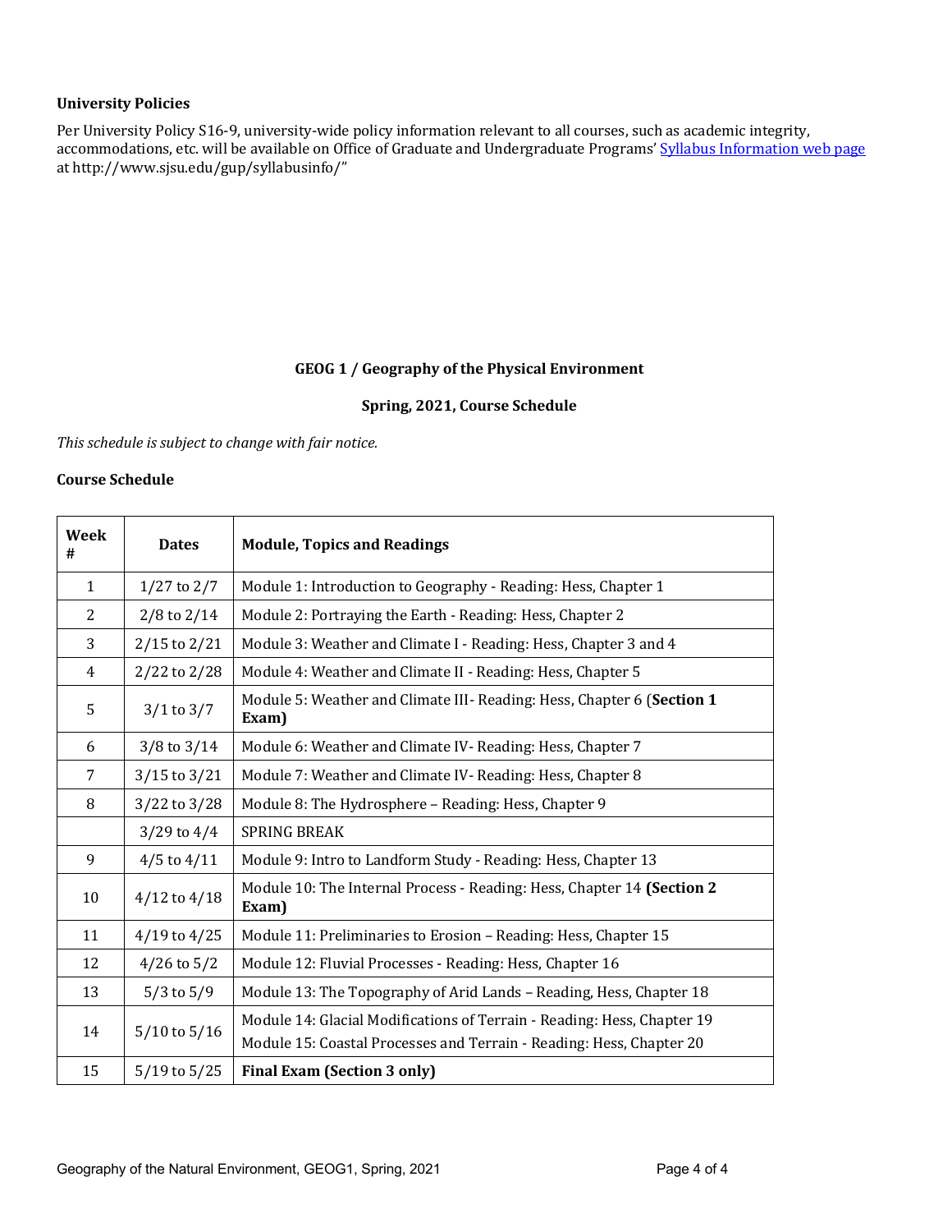### University Policies

Per University Policy S16-9, university-wide policy information relevant to all courses, such as academic integrity, accommodations, etc. will be available on Office of Graduate and Undergraduate Programs' [Syllabus Information web page](http://www.sjsu.edu/gup/syllabusinfo/) at http://www.sjsu.edu/gup/syllabusinfo/"

## GEOG 1 / Geography of the Physical Environment

### Spring, 2021, Course Schedule

*This schedule is subject to change with fair notice.*

### Course Schedule

| Week # | Dates | Module, Topics and Readings |
|---|---|---|
| 1 | 1/27 to 2/7 | Module 1: Introduction to Geography - Reading: Hess, Chapter 1 |
| 2 | 2/8 to 2/14 | Module 2: Portraying the Earth - Reading: Hess, Chapter 2 |
| 3 | 2/15 to 2/21 | Module 3: Weather and Climate I - Reading: Hess, Chapter 3 and 4 |
| 4 | 2/22 to 2/28 | Module 4: Weather and Climate II - Reading: Hess, Chapter 5 |
| 5 | 3/1 to 3/7 | Module 5: Weather and Climate III- Reading: Hess, Chapter 6 (**Section 1 Exam)** |
| 6 | 3/8 to 3/14 | Module 6: Weather and Climate IV- Reading: Hess, Chapter 7 |
| 7 | 3/15 to 3/21 | Module 7: Weather and Climate IV- Reading: Hess, Chapter 8 |
| 8 | 3/22 to 3/28 | Module 8: The Hydrosphere – Reading: Hess, Chapter 9 |
| | 3/29 to 4/4 | SPRING BREAK |
| 9 | 4/5 to 4/11 | Module 9: Intro to Landform Study - Reading: Hess, Chapter 13 |
| 10 | 4/12 to 4/18 | Module 10: The Internal Process - Reading: Hess, Chapter 14 **(Section 2 Exam)** |
| 11 | 4/19 to 4/25 | Module 11: Preliminaries to Erosion – Reading: Hess, Chapter 15 |
| 12 | 4/26 to 5/2 | Module 12: Fluvial Processes - Reading: Hess, Chapter 16 |
| 13 | 5/3 to 5/9 | Module 13: The Topography of Arid Lands – Reading, Hess, Chapter 18 |
| 14 | 5/10 to 5/16 | Module 14: Glacial Modifications of Terrain - Reading: Hess, Chapter 19<br>Module 15: Coastal Processes and Terrain - Reading: Hess, Chapter 20 |
| 15 | 5/19 to 5/25 | **Final Exam (Section 3 only)** |